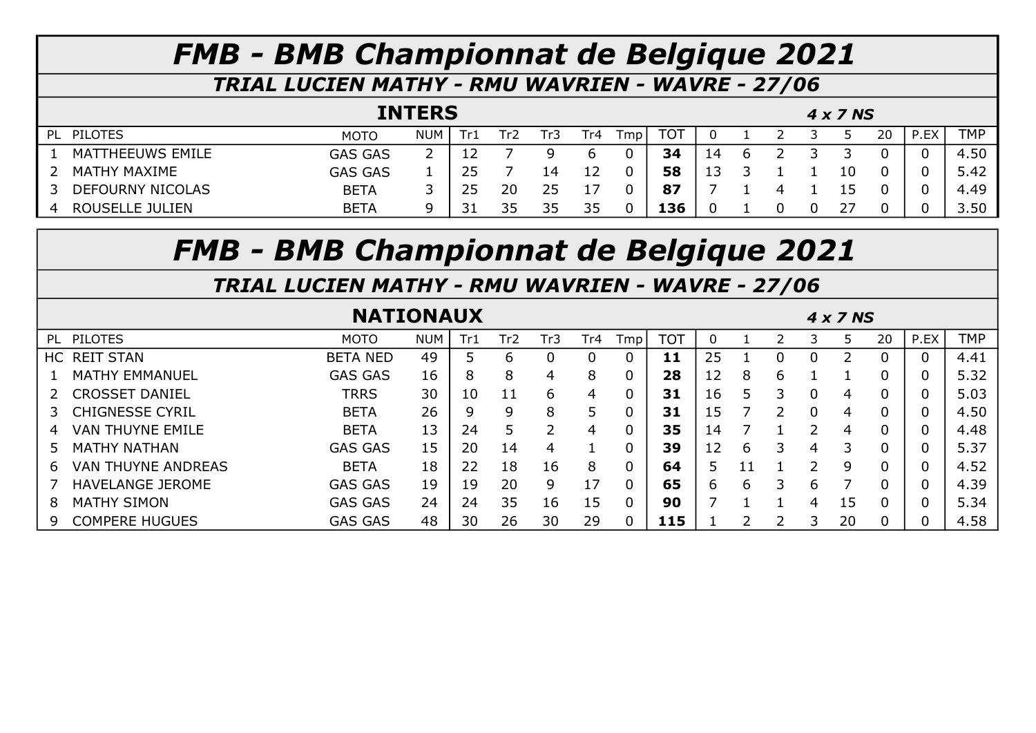# FMB - BMB Championnat de Belgique 2021

## TRIAL LUCIEN MATHY - RMU WAVRIEN - WAVRE - 27/06

### INTERS

*4 x 7 NS*

| PL | PILOTES | MOTO | NUM | Tr1 | Tr2 | Tr3 | Tr4 | Tmp | TOT | 0 | 1 | 2 | 3 | 5 | 20 | P.EX | TMP |
|---|---|---|---|---|---|---|---|---|---|---|---|---|---|---|---|---|---|
| 1 | MATTHEEUWS EMILE | GAS GAS | 2 | 12 | 7 | 9 | 6 | 0 | **34** | 14 | 6 | 2 | 3 | 3 | 0 | 0 | 4.50 |
| 2 | MATHY MAXIME | GAS GAS | 1 | 25 | 7 | 14 | 12 | 0 | **58** | 13 | 3 | 1 | 1 | 10 | 0 | 0 | 5.42 |
| 3 | DEFOURNY NICOLAS | BETA | 3 | 25 | 20 | 25 | 17 | 0 | **87** | 7 | 1 | 4 | 1 | 15 | 0 | 0 | 4.49 |
| 4 | ROUSELLE JULIEN | BETA | 9 | 31 | 35 | 35 | 35 | 0 | **136** | 0 | 1 | 0 | 0 | 27 | 0 | 0 | 3.50 |

# FMB - BMB Championnat de Belgique 2021

## TRIAL LUCIEN MATHY - RMU WAVRIEN - WAVRE - 27/06

### NATIONAUX

*4 x 7 NS*

| PL | PILOTES | MOTO | NUM | Tr1 | Tr2 | Tr3 | Tr4 | Tmp | TOT | 0 | 1 | 2 | 3 | 5 | 20 | P.EX | TMP |
|---|---|---|---|---|---|---|---|---|---|---|---|---|---|---|---|---|---|
| HC | REIT STAN | BETA NED | 49 | 5 | 6 | 0 | 0 | 0 | **11** | 25 | 1 | 0 | 0 | 2 | 0 | 0 | 4.41 |
| 1 | MATHY EMMANUEL | GAS GAS | 16 | 8 | 8 | 4 | 8 | 0 | **28** | 12 | 8 | 6 | 1 | 1 | 0 | 0 | 5.32 |
| 2 | CROSSET DANIEL | TRRS | 30 | 10 | 11 | 6 | 4 | 0 | **31** | 16 | 5 | 3 | 0 | 4 | 0 | 0 | 5.03 |
| 3 | CHIGNESSE CYRIL | BETA | 26 | 9 | 9 | 8 | 5 | 0 | **31** | 15 | 7 | 2 | 0 | 4 | 0 | 0 | 4.50 |
| 4 | VAN THUYNE EMILE | BETA | 13 | 24 | 5 | 2 | 4 | 0 | **35** | 14 | 7 | 1 | 2 | 4 | 0 | 0 | 4.48 |
| 5 | MATHY NATHAN | GAS GAS | 15 | 20 | 14 | 4 | 1 | 0 | **39** | 12 | 6 | 3 | 4 | 3 | 0 | 0 | 5.37 |
| 6 | VAN THUYNE ANDREAS | BETA | 18 | 22 | 18 | 16 | 8 | 0 | **64** | 5 | 11 | 1 | 2 | 9 | 0 | 0 | 4.52 |
| 7 | HAVELANGE JEROME | GAS GAS | 19 | 19 | 20 | 9 | 17 | 0 | **65** | 6 | 6 | 3 | 6 | 7 | 0 | 0 | 4.39 |
| 8 | MATHY SIMON | GAS GAS | 24 | 24 | 35 | 16 | 15 | 0 | **90** | 7 | 1 | 1 | 4 | 15 | 0 | 0 | 5.34 |
| 9 | COMPERE HUGUES | GAS GAS | 48 | 30 | 26 | 30 | 29 | 0 | **115** | 1 | 2 | 2 | 3 | 20 | 0 | 0 | 4.58 |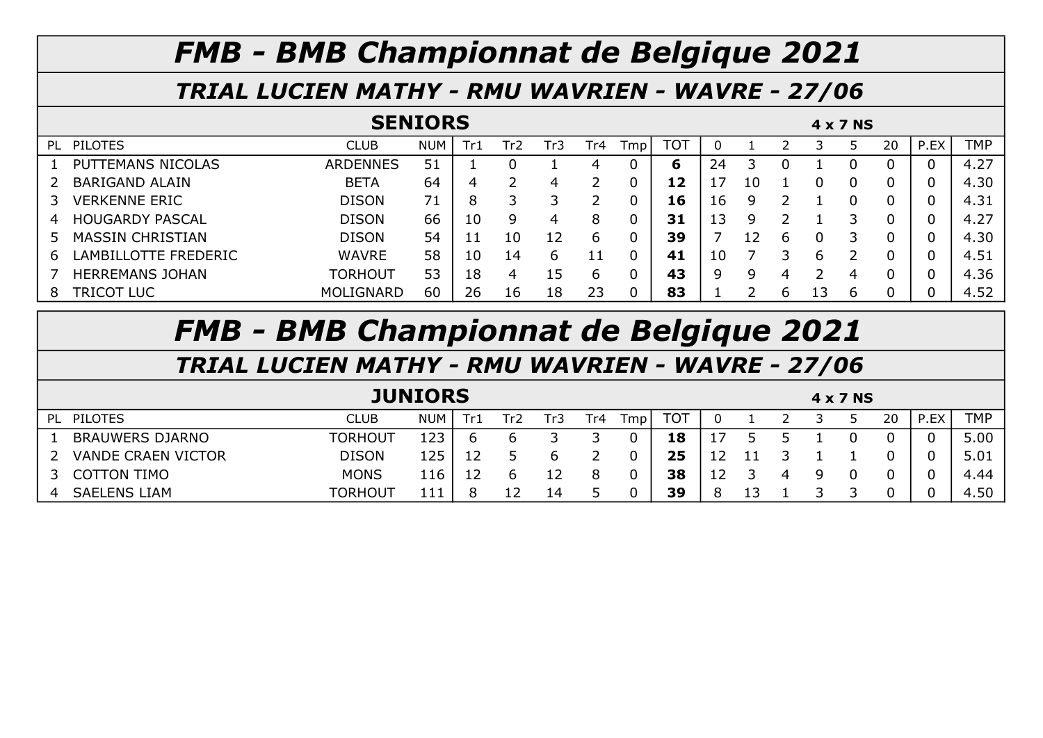# *FMB - BMB Championnat de Belgique 2021*

## *TRIAL LUCIEN MATHY - RMU WAVRIEN - WAVRE - 27/06*

### SENIORS

**4 x 7 NS**

| PL | PILOTES | CLUB | NUM | Tr1 | Tr2 | Tr3 | Tr4 | Tmp | TOT | 0 | 1 | 2 | 3 | 5 | 20 | P.EX | TMP |
|---|---|---|---|---|---|---|---|---|---|---|---|---|---|---|---|---|---|
| 1 | PUTTEMANS NICOLAS | ARDENNES | 51 | 1 | 0 | 1 | 4 | 0 | **6** | 24 | 3 | 0 | 1 | 0 | 0 | 0 | 4.27 |
| 2 | BARIGAND ALAIN | BETA | 64 | 4 | 2 | 4 | 2 | 0 | **12** | 17 | 10 | 1 | 0 | 0 | 0 | 0 | 4.30 |
| 3 | VERKENNE ERIC | DISON | 71 | 8 | 3 | 3 | 2 | 0 | **16** | 16 | 9 | 2 | 1 | 0 | 0 | 0 | 4.31 |
| 4 | HOUGARDY PASCAL | DISON | 66 | 10 | 9 | 4 | 8 | 0 | **31** | 13 | 9 | 2 | 1 | 3 | 0 | 0 | 4.27 |
| 5 | MASSIN CHRISTIAN | DISON | 54 | 11 | 10 | 12 | 6 | 0 | **39** | 7 | 12 | 6 | 0 | 3 | 0 | 0 | 4.30 |
| 6 | LAMBILLOTTE FREDERIC | WAVRE | 58 | 10 | 14 | 6 | 11 | 0 | **41** | 10 | 7 | 3 | 6 | 2 | 0 | 0 | 4.51 |
| 7 | HERREMANS JOHAN | TORHOUT | 53 | 18 | 4 | 15 | 6 | 0 | **43** | 9 | 9 | 4 | 2 | 4 | 0 | 0 | 4.36 |
| 8 | TRICOT LUC | MOLIGNARD | 60 | 26 | 16 | 18 | 23 | 0 | **83** | 1 | 2 | 6 | 13 | 6 | 0 | 0 | 4.52 |

# *FMB - BMB Championnat de Belgique 2021*

## *TRIAL LUCIEN MATHY - RMU WAVRIEN - WAVRE - 27/06*

### JUNIORS

**4 x 7 NS**

| PL | PILOTES | CLUB | NUM | Tr1 | Tr2 | Tr3 | Tr4 | Tmp | TOT | 0 | 1 | 2 | 3 | 5 | 20 | P.EX | TMP |
|---|---|---|---|---|---|---|---|---|---|---|---|---|---|---|---|---|---|
| 1 | BRAUWERS DJARNO | TORHOUT | 123 | 6 | 6 | 3 | 3 | 0 | **18** | 17 | 5 | 5 | 1 | 0 | 0 | 0 | 5.00 |
| 2 | VANDE CRAEN VICTOR | DISON | 125 | 12 | 5 | 6 | 2 | 0 | **25** | 12 | 11 | 3 | 1 | 1 | 0 | 0 | 5.01 |
| 3 | COTTON TIMO | MONS | 116 | 12 | 6 | 12 | 8 | 0 | **38** | 12 | 3 | 4 | 9 | 0 | 0 | 0 | 4.44 |
| 4 | SAELENS LIAM | TORHOUT | 111 | 8 | 12 | 14 | 5 | 0 | **39** | 8 | 13 | 1 | 3 | 3 | 0 | 0 | 4.50 |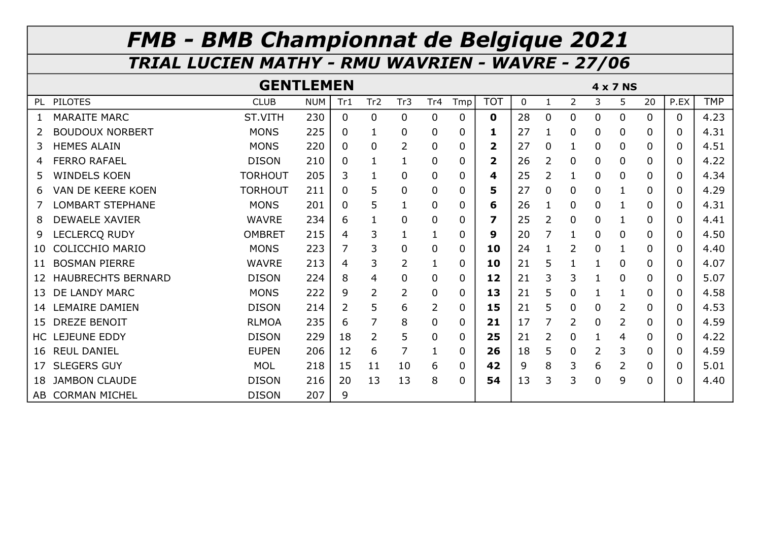# FMB - BMB Championnat de Belgique 2021

## TRIAL LUCIEN MATHY - RMU WAVRIEN - WAVRE - 27/06

### GENTLEMEN

**4 x 7 NS**

| PL | PILOTES | CLUB | NUM | Tr1 | Tr2 | Tr3 | Tr4 | Tmp | TOT | 0 | 1 | 2 | 3 | 5 | 20 | P.EX | TMP |
|---|---|---|---|---|---|---|---|---|---|---|---|---|---|---|---|---|---|
| 1 | MARAITE MARC | ST.VITH | 230 | 0 | 0 | 0 | 0 | 0 | **0** | 28 | 0 | 0 | 0 | 0 | 0 | 0 | 4.23 |
| 2 | BOUDOUX NORBERT | MONS | 225 | 0 | 1 | 0 | 0 | 0 | **1** | 27 | 1 | 0 | 0 | 0 | 0 | 0 | 4.31 |
| 3 | HEMES ALAIN | MONS | 220 | 0 | 0 | 2 | 0 | 0 | **2** | 27 | 0 | 1 | 0 | 0 | 0 | 0 | 4.51 |
| 4 | FERRO RAFAEL | DISON | 210 | 0 | 1 | 1 | 0 | 0 | **2** | 26 | 2 | 0 | 0 | 0 | 0 | 0 | 4.22 |
| 5 | WINDELS KOEN | TORHOUT | 205 | 3 | 1 | 0 | 0 | 0 | **4** | 25 | 2 | 1 | 0 | 0 | 0 | 0 | 4.34 |
| 6 | VAN DE KEERE KOEN | TORHOUT | 211 | 0 | 5 | 0 | 0 | 0 | **5** | 27 | 0 | 0 | 0 | 1 | 0 | 0 | 4.29 |
| 7 | LOMBART STEPHANE | MONS | 201 | 0 | 5 | 1 | 0 | 0 | **6** | 26 | 1 | 0 | 0 | 1 | 0 | 0 | 4.31 |
| 8 | DEWAELE XAVIER | WAVRE | 234 | 6 | 1 | 0 | 0 | 0 | **7** | 25 | 2 | 0 | 0 | 1 | 0 | 0 | 4.41 |
| 9 | LECLERCQ RUDY | OMBRET | 215 | 4 | 3 | 1 | 1 | 0 | **9** | 20 | 7 | 1 | 0 | 0 | 0 | 0 | 4.50 |
| 10 | COLICCHIO MARIO | MONS | 223 | 7 | 3 | 0 | 0 | 0 | **10** | 24 | 1 | 2 | 0 | 1 | 0 | 0 | 4.40 |
| 11 | BOSMAN PIERRE | WAVRE | 213 | 4 | 3 | 2 | 1 | 0 | **10** | 21 | 5 | 1 | 1 | 0 | 0 | 0 | 4.07 |
| 12 | HAUBRECHTS BERNARD | DISON | 224 | 8 | 4 | 0 | 0 | 0 | **12** | 21 | 3 | 3 | 1 | 0 | 0 | 0 | 5.07 |
| 13 | DE LANDY MARC | MONS | 222 | 9 | 2 | 2 | 0 | 0 | **13** | 21 | 5 | 0 | 1 | 1 | 0 | 0 | 4.58 |
| 14 | LEMAIRE DAMIEN | DISON | 214 | 2 | 5 | 6 | 2 | 0 | **15** | 21 | 5 | 0 | 0 | 2 | 0 | 0 | 4.53 |
| 15 | DREZE BENOIT | RLMOA | 235 | 6 | 7 | 8 | 0 | 0 | **21** | 17 | 7 | 2 | 0 | 2 | 0 | 0 | 4.59 |
| HC | LEJEUNE EDDY | DISON | 229 | 18 | 2 | 5 | 0 | 0 | **25** | 21 | 2 | 0 | 1 | 4 | 0 | 0 | 4.22 |
| 16 | REUL DANIEL | EUPEN | 206 | 12 | 6 | 7 | 1 | 0 | **26** | 18 | 5 | 0 | 2 | 3 | 0 | 0 | 4.59 |
| 17 | SLEGERS GUY | MOL | 218 | 15 | 11 | 10 | 6 | 0 | **42** | 9 | 8 | 3 | 6 | 2 | 0 | 0 | 5.01 |
| 18 | JAMBON CLAUDE | DISON | 216 | 20 | 13 | 13 | 8 | 0 | **54** | 13 | 3 | 3 | 0 | 9 | 0 | 0 | 4.40 |
| AB | CORMAN MICHEL | DISON | 207 | 9 | | | | | | | | | | | | | |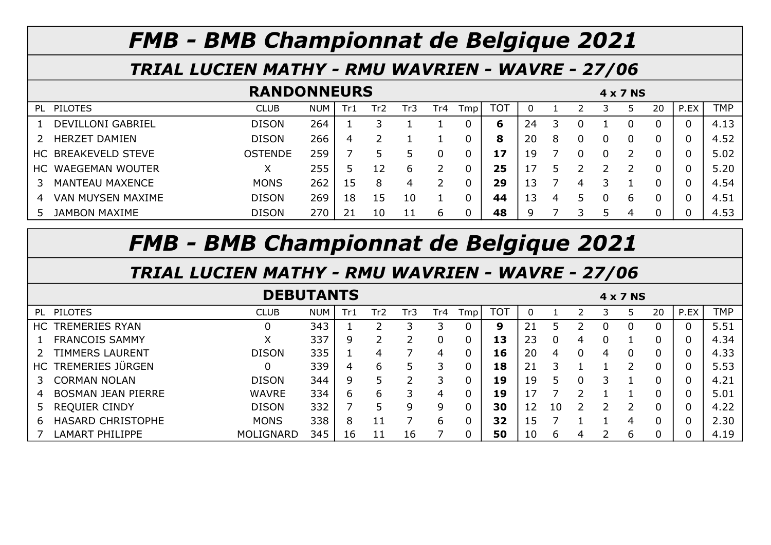# FMB - BMB Championnat de Belgique 2021

## TRIAL LUCIEN MATHY - RMU WAVRIEN - WAVRE - 27/06

### RANDONNEURS

**4 x 7 NS**

| PL | PILOTES | CLUB | NUM | Tr1 | Tr2 | Tr3 | Tr4 | Tmp | TOT | 0 | 1 | 2 | 3 | 5 | 20 | P.EX | TMP |
|---|---|---|---|---|---|---|---|---|---|---|---|---|---|---|---|---|---|
| 1 | DEVILLONI GABRIEL | DISON | 264 | 1 | 3 | 1 | 1 | 0 | **6** | 24 | 3 | 0 | 1 | 0 | 0 | 0 | 4.13 |
| 2 | HERZET DAMIEN | DISON | 266 | 4 | 2 | 1 | 1 | 0 | **8** | 20 | 8 | 0 | 0 | 0 | 0 | 0 | 4.52 |
| HC | BREAKEVELD STEVE | OSTENDE | 259 | 7 | 5 | 5 | 0 | 0 | **17** | 19 | 7 | 0 | 0 | 2 | 0 | 0 | 5.02 |
| HC | WAEGEMAN WOUTER | X | 255 | 5 | 12 | 6 | 2 | 0 | **25** | 17 | 5 | 2 | 2 | 2 | 0 | 0 | 5.20 |
| 3 | MANTEAU MAXENCE | MONS | 262 | 15 | 8 | 4 | 2 | 0 | **29** | 13 | 7 | 4 | 3 | 1 | 0 | 0 | 4.54 |
| 4 | VAN MUYSEN MAXIME | DISON | 269 | 18 | 15 | 10 | 1 | 0 | **44** | 13 | 4 | 5 | 0 | 6 | 0 | 0 | 4.51 |
| 5 | JAMBON MAXIME | DISON | 270 | 21 | 10 | 11 | 6 | 0 | **48** | 9 | 7 | 3 | 5 | 4 | 0 | 0 | 4.53 |

# FMB - BMB Championnat de Belgique 2021

## TRIAL LUCIEN MATHY - RMU WAVRIEN - WAVRE - 27/06

### DEBUTANTS

**4 x 7 NS**

| PL | PILOTES | CLUB | NUM | Tr1 | Tr2 | Tr3 | Tr4 | Tmp | TOT | 0 | 1 | 2 | 3 | 5 | 20 | P.EX | TMP |
|---|---|---|---|---|---|---|---|---|---|---|---|---|---|---|---|---|---|
| HC | TREMERIES RYAN | 0 | 343 | 1 | 2 | 3 | 3 | 0 | **9** | 21 | 5 | 2 | 0 | 0 | 0 | 0 | 5.51 |
| 1 | FRANCOIS SAMMY | X | 337 | 9 | 2 | 2 | 0 | 0 | **13** | 23 | 0 | 4 | 0 | 1 | 0 | 0 | 4.34 |
| 2 | TIMMERS LAURENT | DISON | 335 | 1 | 4 | 7 | 4 | 0 | **16** | 20 | 4 | 0 | 4 | 0 | 0 | 0 | 4.33 |
| HC | TREMERIES JÜRGEN | 0 | 339 | 4 | 6 | 5 | 3 | 0 | **18** | 21 | 3 | 1 | 1 | 2 | 0 | 0 | 5.53 |
| 3 | CORMAN NOLAN | DISON | 344 | 9 | 5 | 2 | 3 | 0 | **19** | 19 | 5 | 0 | 3 | 1 | 0 | 0 | 4.21 |
| 4 | BOSMAN JEAN PIERRE | WAVRE | 334 | 6 | 6 | 3 | 4 | 0 | **19** | 17 | 7 | 2 | 1 | 1 | 0 | 0 | 5.01 |
| 5 | REQUIER CINDY | DISON | 332 | 7 | 5 | 9 | 9 | 0 | **30** | 12 | 10 | 2 | 2 | 2 | 0 | 0 | 4.22 |
| 6 | HASARD CHRISTOPHE | MONS | 338 | 8 | 11 | 7 | 6 | 0 | **32** | 15 | 7 | 1 | 1 | 4 | 0 | 0 | 2.30 |
| 7 | LAMART PHILIPPE | MOLIGNARD | 345 | 16 | 11 | 16 | 7 | 0 | **50** | 10 | 6 | 4 | 2 | 6 | 0 | 0 | 4.19 |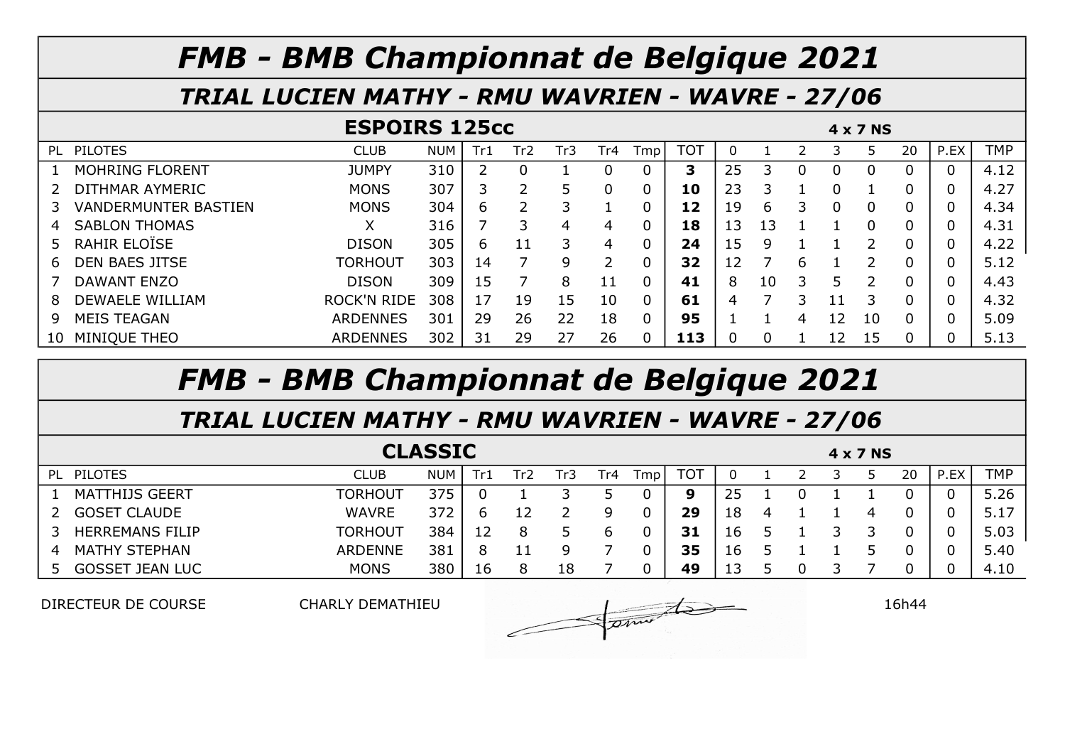# *FMB - BMB Championnat de Belgique 2021*

## *TRIAL LUCIEN MATHY - RMU WAVRIEN - WAVRE - 27/06*

### ESPOIRS 125cc

4 x 7 NS

| PL | PILOTES | CLUB | NUM | Tr1 | Tr2 | Tr3 | Tr4 | Tmp | TOT | 0 | 1 | 2 | 3 | 5 | 20 | P.EX | TMP |
|---|---|---|---|---|---|---|---|---|---|---|---|---|---|---|---|---|---|
| 1 | MOHRING FLORENT | JUMPY | 310 | 2 | 0 | 1 | 0 | 0 | **3** | 25 | 3 | 0 | 0 | 0 | 0 | 0 | 4.12 |
| 2 | DITHMAR AYMERIC | MONS | 307 | 3 | 2 | 5 | 0 | 0 | **10** | 23 | 3 | 1 | 0 | 1 | 0 | 0 | 4.27 |
| 3 | VANDERMUNTER BASTIEN | MONS | 304 | 6 | 2 | 3 | 1 | 0 | **12** | 19 | 6 | 3 | 0 | 0 | 0 | 0 | 4.34 |
| 4 | SABLON THOMAS | X | 316 | 7 | 3 | 4 | 4 | 0 | **18** | 13 | 13 | 1 | 1 | 0 | 0 | 0 | 4.31 |
| 5 | RAHIR ELOÏSE | DISON | 305 | 6 | 11 | 3 | 4 | 0 | **24** | 15 | 9 | 1 | 1 | 2 | 0 | 0 | 4.22 |
| 6 | DEN BAES JITSE | TORHOUT | 303 | 14 | 7 | 9 | 2 | 0 | **32** | 12 | 7 | 6 | 1 | 2 | 0 | 0 | 5.12 |
| 7 | DAWANT ENZO | DISON | 309 | 15 | 7 | 8 | 11 | 0 | **41** | 8 | 10 | 3 | 5 | 2 | 0 | 0 | 4.43 |
| 8 | DEWAELE WILLIAM | ROCK'N RIDE | 308 | 17 | 19 | 15 | 10 | 0 | **61** | 4 | 7 | 3 | 11 | 3 | 0 | 0 | 4.32 |
| 9 | MEIS TEAGAN | ARDENNES | 301 | 29 | 26 | 22 | 18 | 0 | **95** | 1 | 1 | 4 | 12 | 10 | 0 | 0 | 5.09 |
| 10 | MINIQUE THEO | ARDENNES | 302 | 31 | 29 | 27 | 26 | 0 | **113** | 0 | 0 | 1 | 12 | 15 | 0 | 0 | 5.13 |

# *FMB - BMB Championnat de Belgique 2021*

## *TRIAL LUCIEN MATHY - RMU WAVRIEN - WAVRE - 27/06*

### CLASSIC

4 x 7 NS

| PL | PILOTES | CLUB | NUM | Tr1 | Tr2 | Tr3 | Tr4 | Tmp | TOT | 0 | 1 | 2 | 3 | 5 | 20 | P.EX | TMP |
|---|---|---|---|---|---|---|---|---|---|---|---|---|---|---|---|---|---|
| 1 | MATTHIJS GEERT | TORHOUT | 375 | 0 | 1 | 3 | 5 | 0 | **9** | 25 | 1 | 0 | 1 | 1 | 0 | 0 | 5.26 |
| 2 | GOSET CLAUDE | WAVRE | 372 | 6 | 12 | 2 | 9 | 0 | **29** | 18 | 4 | 1 | 1 | 4 | 0 | 0 | 5.17 |
| 3 | HERREMANS FILIP | TORHOUT | 384 | 12 | 8 | 5 | 6 | 0 | **31** | 16 | 5 | 1 | 3 | 3 | 0 | 0 | 5.03 |
| 4 | MATHY STEPHAN | ARDENNE | 381 | 8 | 11 | 9 | 7 | 0 | **35** | 16 | 5 | 1 | 1 | 5 | 0 | 0 | 5.40 |
| 5 | GOSSET JEAN LUC | MONS | 380 | 16 | 8 | 18 | 7 | 0 | **49** | 13 | 5 | 0 | 3 | 7 | 0 | 0 | 4.10 |

DIRECTEUR DE COURSE CHARLY DEMATHIEU 16h44